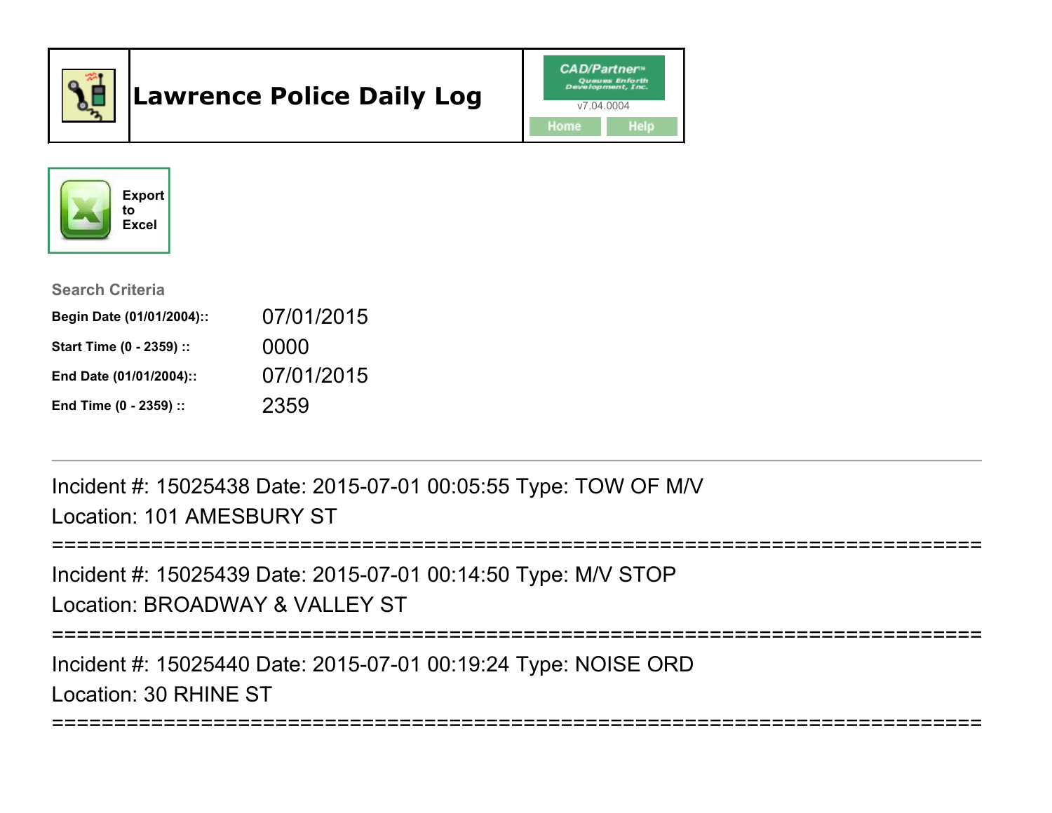# Lawrence Police Daily Log

CAD/Partner™ Queues Enforth Development, Inc.
v7.04.0004

Home Help

Export to Excel

**Search Criteria**

| | |
|---|---|
| **Begin Date (01/01/2004)::** | 07/01/2015 |
| **Start Time (0 - 2359) ::** | 0000 |
| **End Date (01/01/2004)::** | 07/01/2015 |
| **End Time (0 - 2359) ::** | 2359 |

---

Incident #: 15025438 Date: 2015-07-01 00:05:55 Type: TOW OF M/V
Location: 101 AMESBURY ST

===========================================================================

Incident #: 15025439 Date: 2015-07-01 00:14:50 Type: M/V STOP
Location: BROADWAY & VALLEY ST

===========================================================================

Incident #: 15025440 Date: 2015-07-01 00:19:24 Type: NOISE ORD
Location: 30 RHINE ST

===========================================================================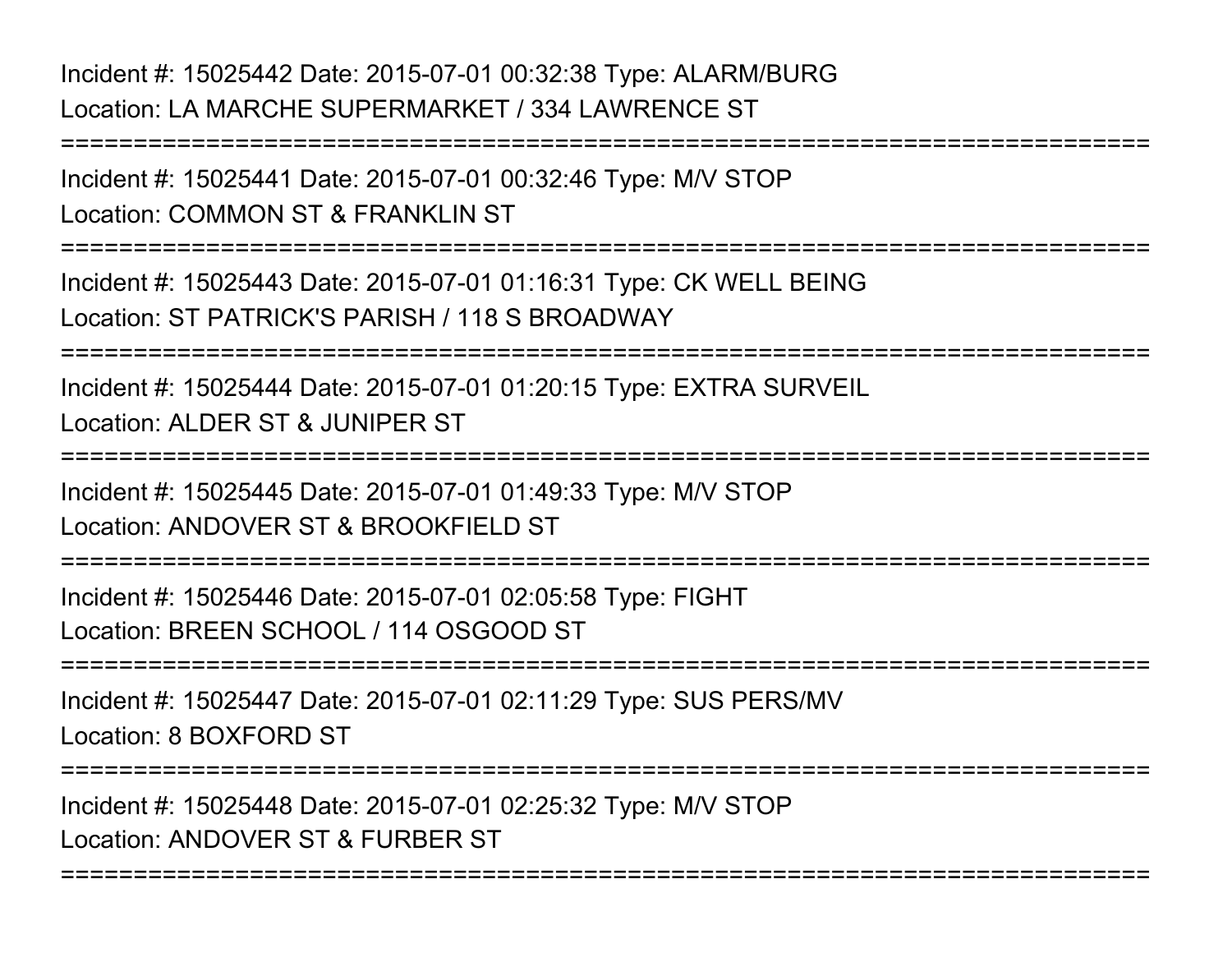Incident #: 15025442 Date: 2015-07-01 00:32:38 Type: ALARM/BURG
Location: LA MARCHE SUPERMARKET / 334 LAWRENCE ST

===========================================================================

Incident #: 15025441 Date: 2015-07-01 00:32:46 Type: M/V STOP
Location: COMMON ST & FRANKLIN ST

===========================================================================

Incident #: 15025443 Date: 2015-07-01 01:16:31 Type: CK WELL BEING
Location: ST PATRICK'S PARISH / 118 S BROADWAY

===========================================================================

Incident #: 15025444 Date: 2015-07-01 01:20:15 Type: EXTRA SURVEIL
Location: ALDER ST & JUNIPER ST

===========================================================================

Incident #: 15025445 Date: 2015-07-01 01:49:33 Type: M/V STOP
Location: ANDOVER ST & BROOKFIELD ST

===========================================================================

Incident #: 15025446 Date: 2015-07-01 02:05:58 Type: FIGHT
Location: BREEN SCHOOL / 114 OSGOOD ST

===========================================================================

Incident #: 15025447 Date: 2015-07-01 02:11:29 Type: SUS PERS/MV
Location: 8 BOXFORD ST

===========================================================================

Incident #: 15025448 Date: 2015-07-01 02:25:32 Type: M/V STOP
Location: ANDOVER ST & FURBER ST

===========================================================================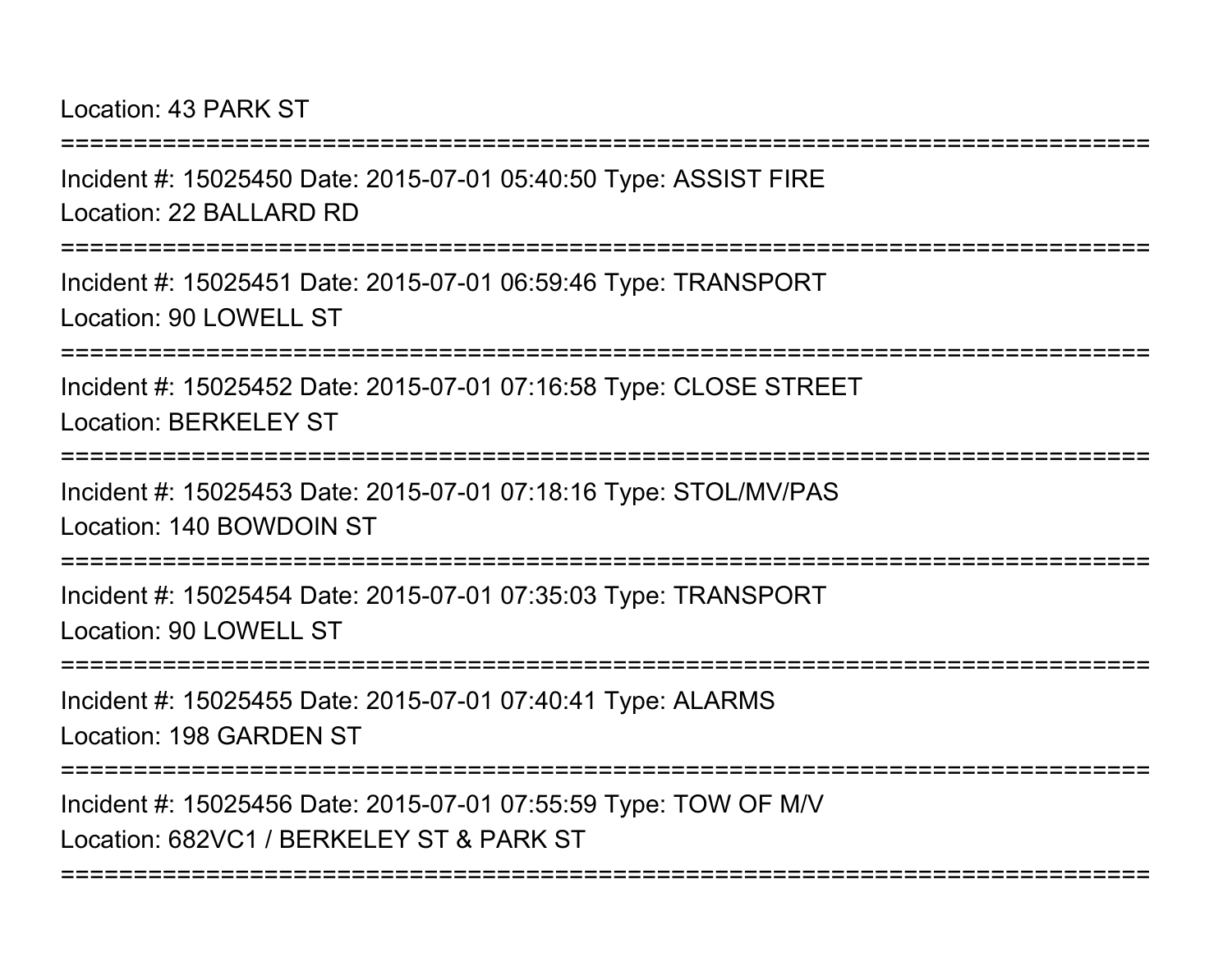Location: 43 PARK ST

===========================================================================

Incident #: 15025450 Date: 2015-07-01 05:40:50 Type: ASSIST FIRE

Location: 22 BALLARD RD

===========================================================================

Incident #: 15025451 Date: 2015-07-01 06:59:46 Type: TRANSPORT

Location: 90 LOWELL ST

===========================================================================

Incident #: 15025452 Date: 2015-07-01 07:16:58 Type: CLOSE STREET

Location: BERKELEY ST

===========================================================================

Incident #: 15025453 Date: 2015-07-01 07:18:16 Type: STOL/MV/PAS

Location: 140 BOWDOIN ST

===========================================================================

Incident #: 15025454 Date: 2015-07-01 07:35:03 Type: TRANSPORT

Location: 90 LOWELL ST

===========================================================================

Incident #: 15025455 Date: 2015-07-01 07:40:41 Type: ALARMS

Location: 198 GARDEN ST

===========================================================================

Incident #: 15025456 Date: 2015-07-01 07:55:59 Type: TOW OF M/V

Location: 682VC1 / BERKELEY ST & PARK ST

===========================================================================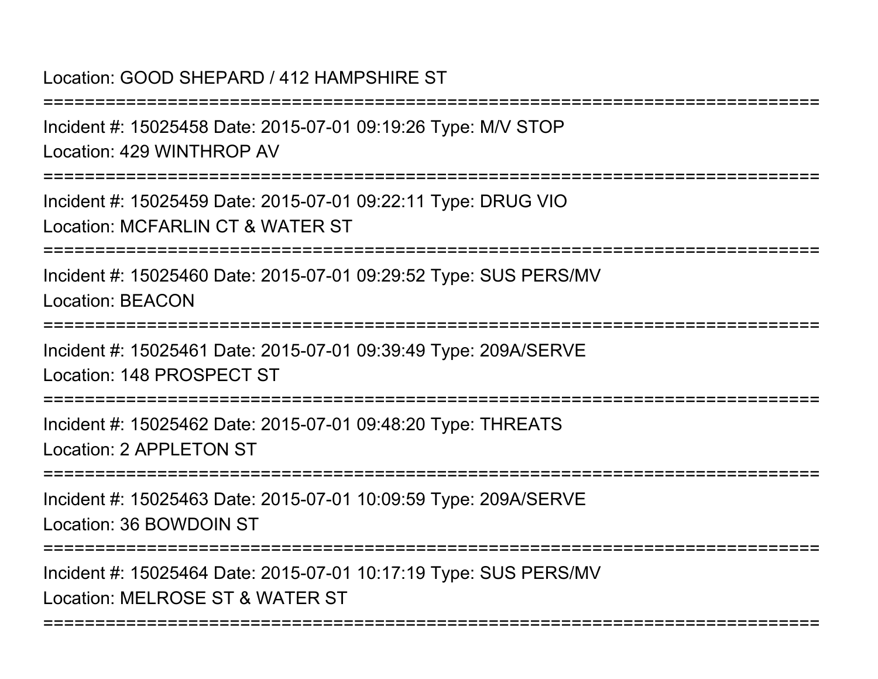Location: GOOD SHEPARD / 412 HAMPSHIRE ST

===========================================================================

Incident #: 15025458 Date: 2015-07-01 09:19:26 Type: M/V STOP

Location: 429 WINTHROP AV

===========================================================================

Incident #: 15025459 Date: 2015-07-01 09:22:11 Type: DRUG VIO

Location: MCFARLIN CT & WATER ST

===========================================================================

Incident #: 15025460 Date: 2015-07-01 09:29:52 Type: SUS PERS/MV

Location: BEACON

===========================================================================

Incident #: 15025461 Date: 2015-07-01 09:39:49 Type: 209A/SERVE

Location: 148 PROSPECT ST

===========================================================================

Incident #: 15025462 Date: 2015-07-01 09:48:20 Type: THREATS

Location: 2 APPLETON ST

===========================================================================

Incident #: 15025463 Date: 2015-07-01 10:09:59 Type: 209A/SERVE

Location: 36 BOWDOIN ST

===========================================================================

Incident #: 15025464 Date: 2015-07-01 10:17:19 Type: SUS PERS/MV

Location: MELROSE ST & WATER ST

===========================================================================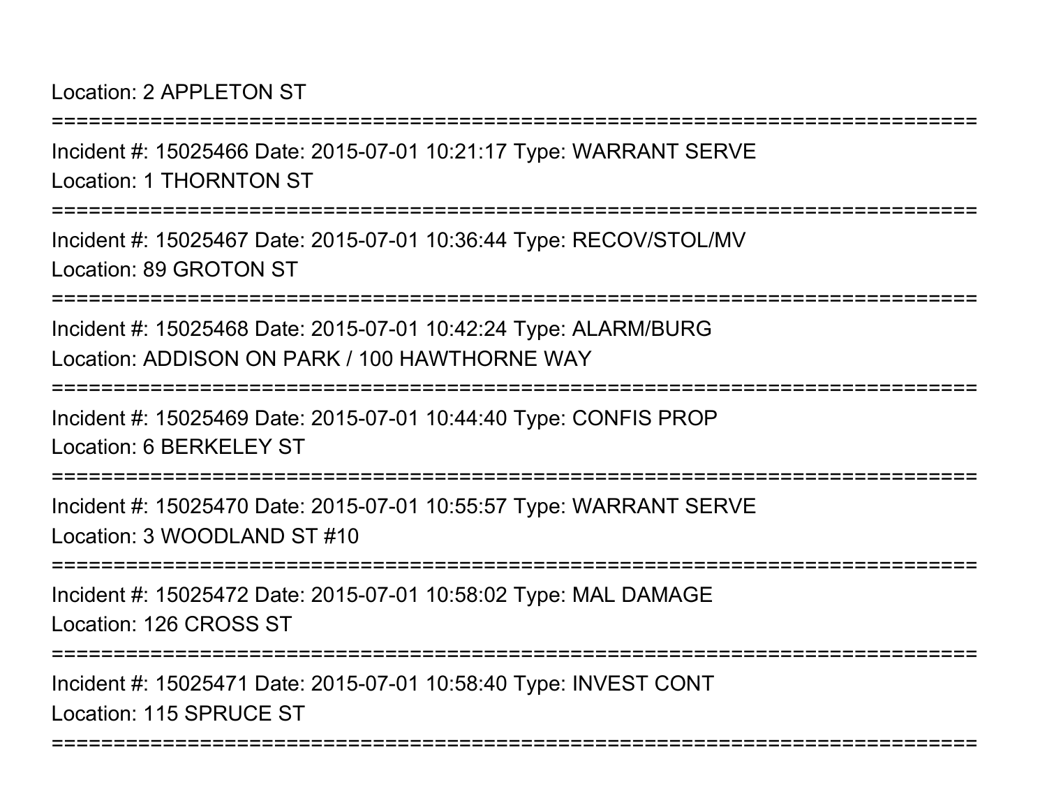Location: 2 APPLETON ST

===========================================================================

Incident #: 15025466 Date: 2015-07-01 10:21:17 Type: WARRANT SERVE
Location: 1 THORNTON ST

===========================================================================

Incident #: 15025467 Date: 2015-07-01 10:36:44 Type: RECOV/STOL/MV
Location: 89 GROTON ST

===========================================================================

Incident #: 15025468 Date: 2015-07-01 10:42:24 Type: ALARM/BURG
Location: ADDISON ON PARK / 100 HAWTHORNE WAY

===========================================================================

Incident #: 15025469 Date: 2015-07-01 10:44:40 Type: CONFIS PROP
Location: 6 BERKELEY ST

===========================================================================

Incident #: 15025470 Date: 2015-07-01 10:55:57 Type: WARRANT SERVE
Location: 3 WOODLAND ST #10

===========================================================================

Incident #: 15025472 Date: 2015-07-01 10:58:02 Type: MAL DAMAGE
Location: 126 CROSS ST

===========================================================================

Incident #: 15025471 Date: 2015-07-01 10:58:40 Type: INVEST CONT
Location: 115 SPRUCE ST

===========================================================================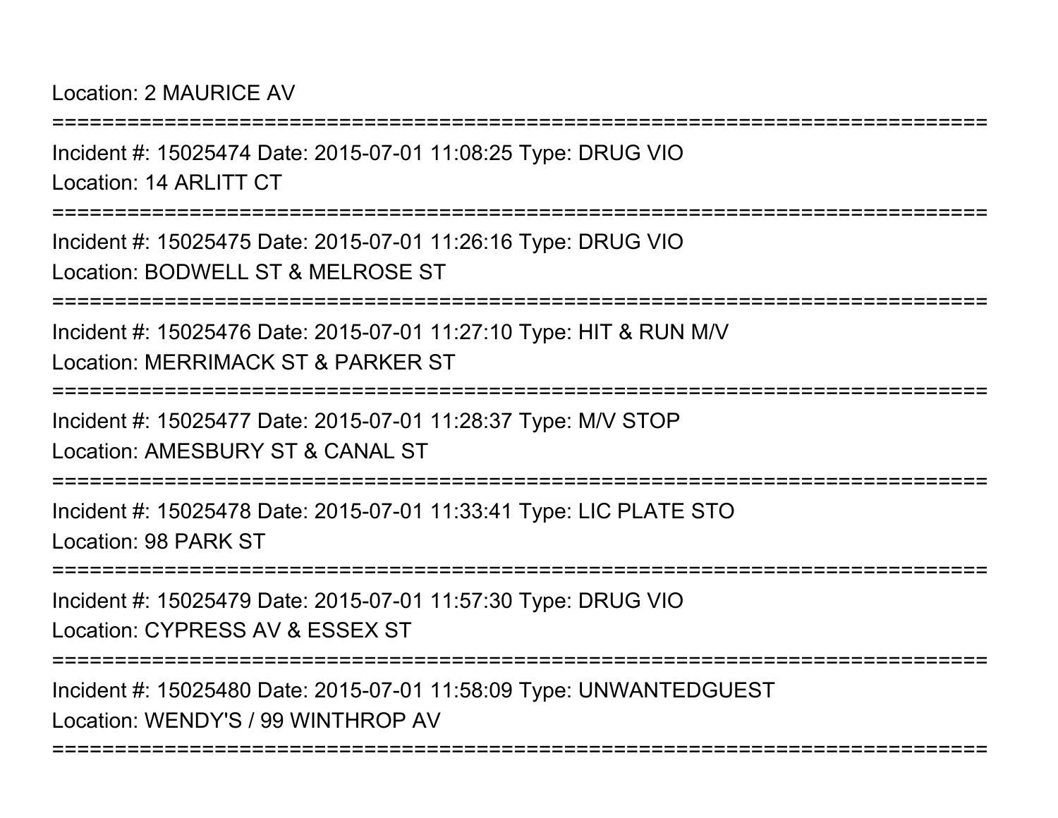Location: 2 MAURICE AV

===========================================================================

Incident #: 15025474 Date: 2015-07-01 11:08:25 Type: DRUG VIO

Location: 14 ARLITT CT

===========================================================================

Incident #: 15025475 Date: 2015-07-01 11:26:16 Type: DRUG VIO

Location: BODWELL ST & MELROSE ST

===========================================================================

Incident #: 15025476 Date: 2015-07-01 11:27:10 Type: HIT & RUN M/V

Location: MERRIMACK ST & PARKER ST

===========================================================================

Incident #: 15025477 Date: 2015-07-01 11:28:37 Type: M/V STOP

Location: AMESBURY ST & CANAL ST

===========================================================================

Incident #: 15025478 Date: 2015-07-01 11:33:41 Type: LIC PLATE STO

Location: 98 PARK ST

===========================================================================

Incident #: 15025479 Date: 2015-07-01 11:57:30 Type: DRUG VIO

Location: CYPRESS AV & ESSEX ST

===========================================================================

Incident #: 15025480 Date: 2015-07-01 11:58:09 Type: UNWANTEDGUEST

Location: WENDY'S / 99 WINTHROP AV

===========================================================================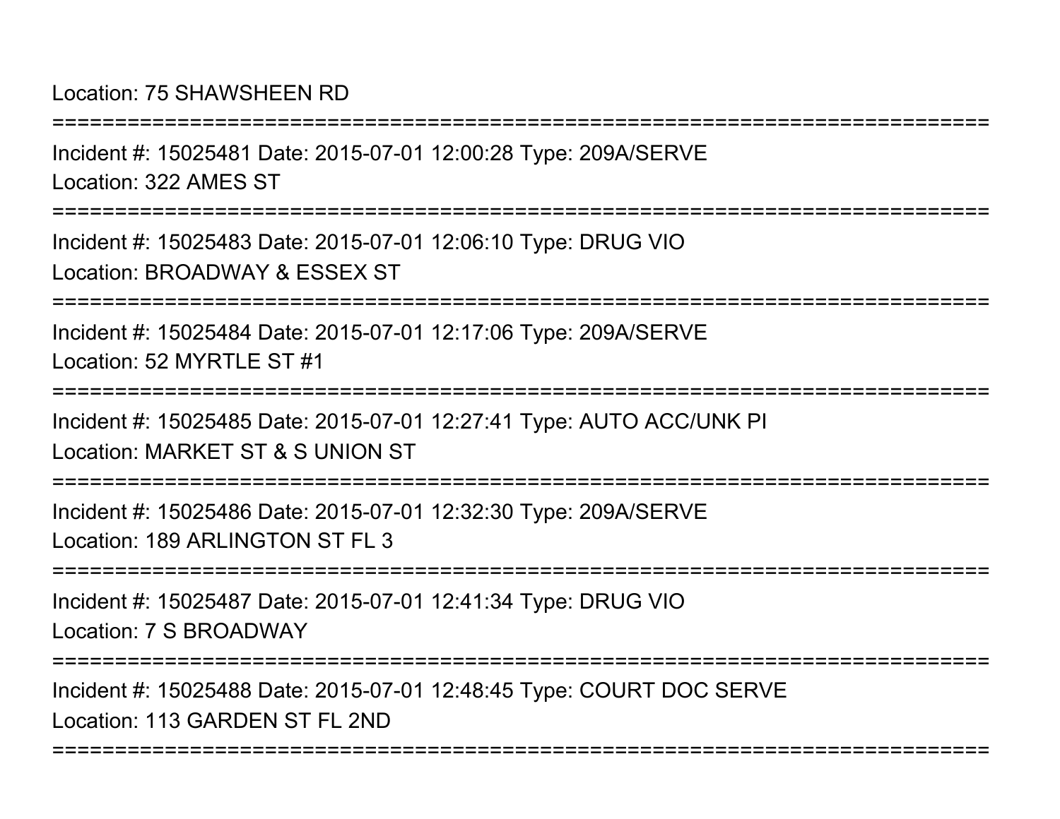Location: 75 SHAWSHEEN RD

===========================================================================

Incident #: 15025481 Date: 2015-07-01 12:00:28 Type: 209A/SERVE

Location: 322 AMES ST

===========================================================================

Incident #: 15025483 Date: 2015-07-01 12:06:10 Type: DRUG VIO

Location: BROADWAY & ESSEX ST

===========================================================================

Incident #: 15025484 Date: 2015-07-01 12:17:06 Type: 209A/SERVE

Location: 52 MYRTLE ST #1

===========================================================================

Incident #: 15025485 Date: 2015-07-01 12:27:41 Type: AUTO ACC/UNK PI

Location: MARKET ST & S UNION ST

===========================================================================

Incident #: 15025486 Date: 2015-07-01 12:32:30 Type: 209A/SERVE

Location: 189 ARLINGTON ST FL 3

===========================================================================

Incident #: 15025487 Date: 2015-07-01 12:41:34 Type: DRUG VIO

Location: 7 S BROADWAY

===========================================================================

Incident #: 15025488 Date: 2015-07-01 12:48:45 Type: COURT DOC SERVE

Location: 113 GARDEN ST FL 2ND

===========================================================================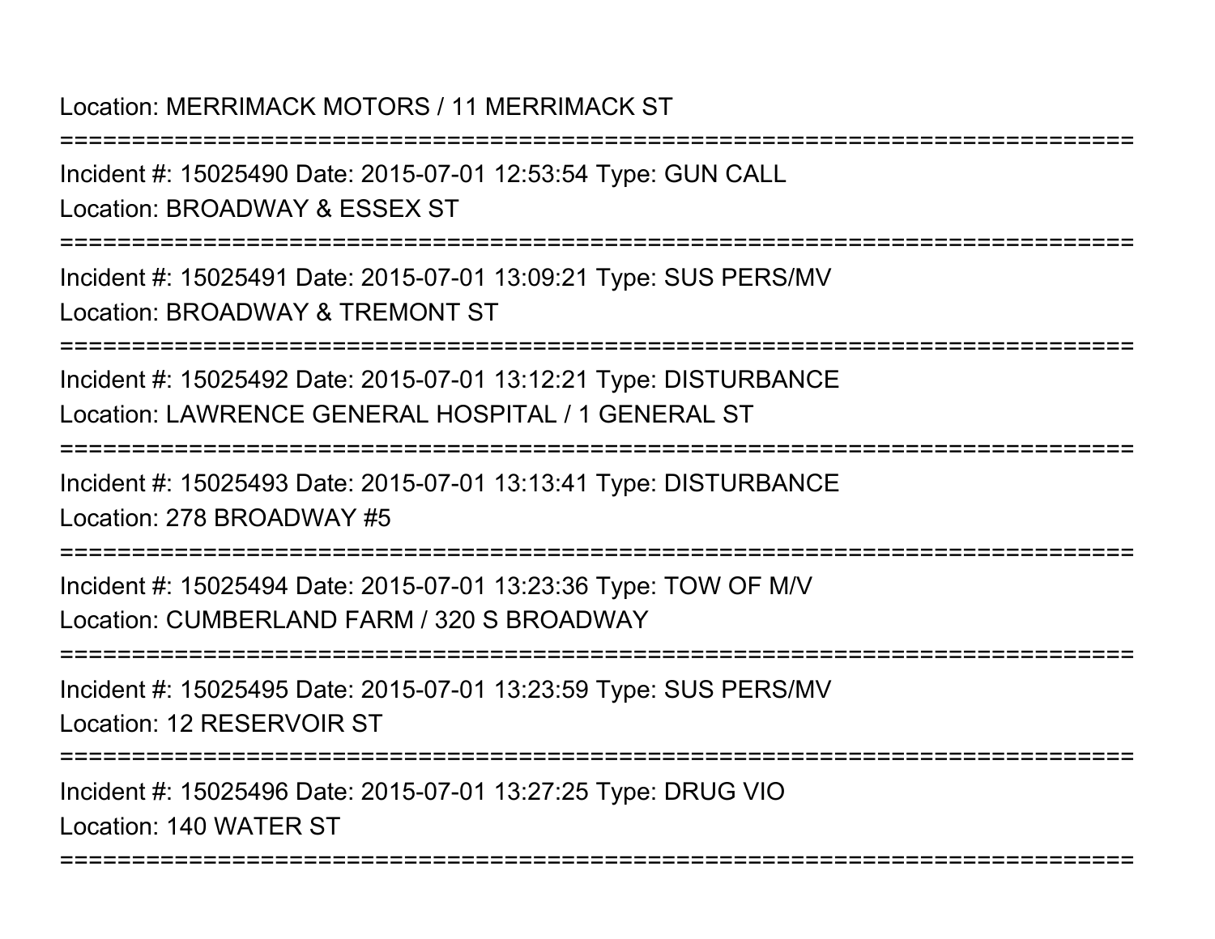Location: MERRIMACK MOTORS / 11 MERRIMACK ST

===========================================================================

Incident #: 15025490 Date: 2015-07-01 12:53:54 Type: GUN CALL
Location: BROADWAY & ESSEX ST

===========================================================================

Incident #: 15025491 Date: 2015-07-01 13:09:21 Type: SUS PERS/MV
Location: BROADWAY & TREMONT ST

===========================================================================

Incident #: 15025492 Date: 2015-07-01 13:12:21 Type: DISTURBANCE
Location: LAWRENCE GENERAL HOSPITAL / 1 GENERAL ST

===========================================================================

Incident #: 15025493 Date: 2015-07-01 13:13:41 Type: DISTURBANCE
Location: 278 BROADWAY #5

===========================================================================

Incident #: 15025494 Date: 2015-07-01 13:23:36 Type: TOW OF M/V
Location: CUMBERLAND FARM / 320 S BROADWAY

===========================================================================

Incident #: 15025495 Date: 2015-07-01 13:23:59 Type: SUS PERS/MV
Location: 12 RESERVOIR ST

===========================================================================

Incident #: 15025496 Date: 2015-07-01 13:27:25 Type: DRUG VIO
Location: 140 WATER ST

===========================================================================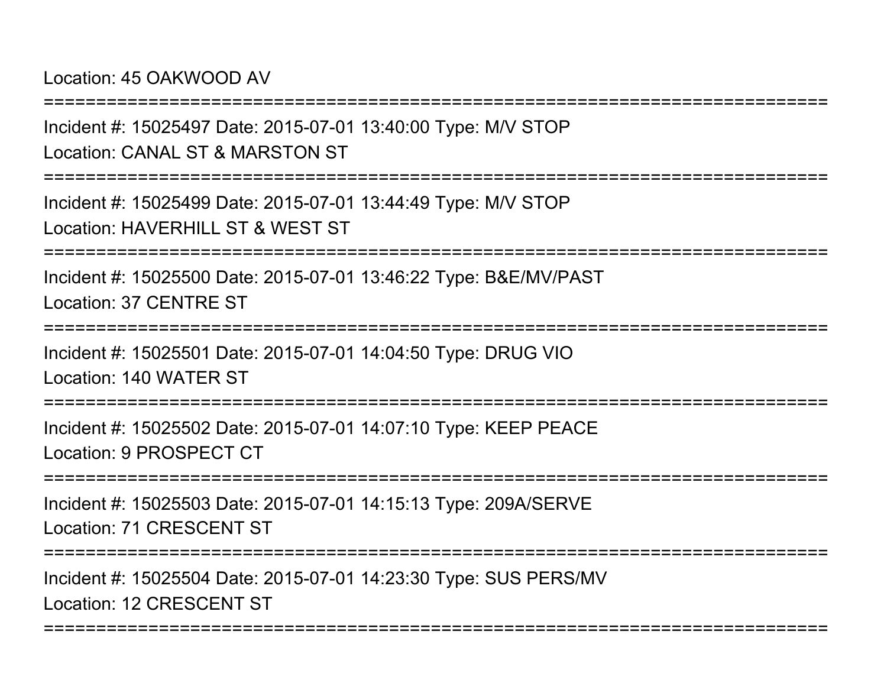Location: 45 OAKWOOD AV

===========================================================================

Incident #: 15025497 Date: 2015-07-01 13:40:00 Type: M/V STOP

Location: CANAL ST & MARSTON ST

===========================================================================

Incident #: 15025499 Date: 2015-07-01 13:44:49 Type: M/V STOP

Location: HAVERHILL ST & WEST ST

===========================================================================

Incident #: 15025500 Date: 2015-07-01 13:46:22 Type: B&E/MV/PAST

Location: 37 CENTRE ST

===========================================================================

Incident #: 15025501 Date: 2015-07-01 14:04:50 Type: DRUG VIO

Location: 140 WATER ST

===========================================================================

Incident #: 15025502 Date: 2015-07-01 14:07:10 Type: KEEP PEACE

Location: 9 PROSPECT CT

===========================================================================

Incident #: 15025503 Date: 2015-07-01 14:15:13 Type: 209A/SERVE

Location: 71 CRESCENT ST

===========================================================================

Incident #: 15025504 Date: 2015-07-01 14:23:30 Type: SUS PERS/MV

Location: 12 CRESCENT ST

===========================================================================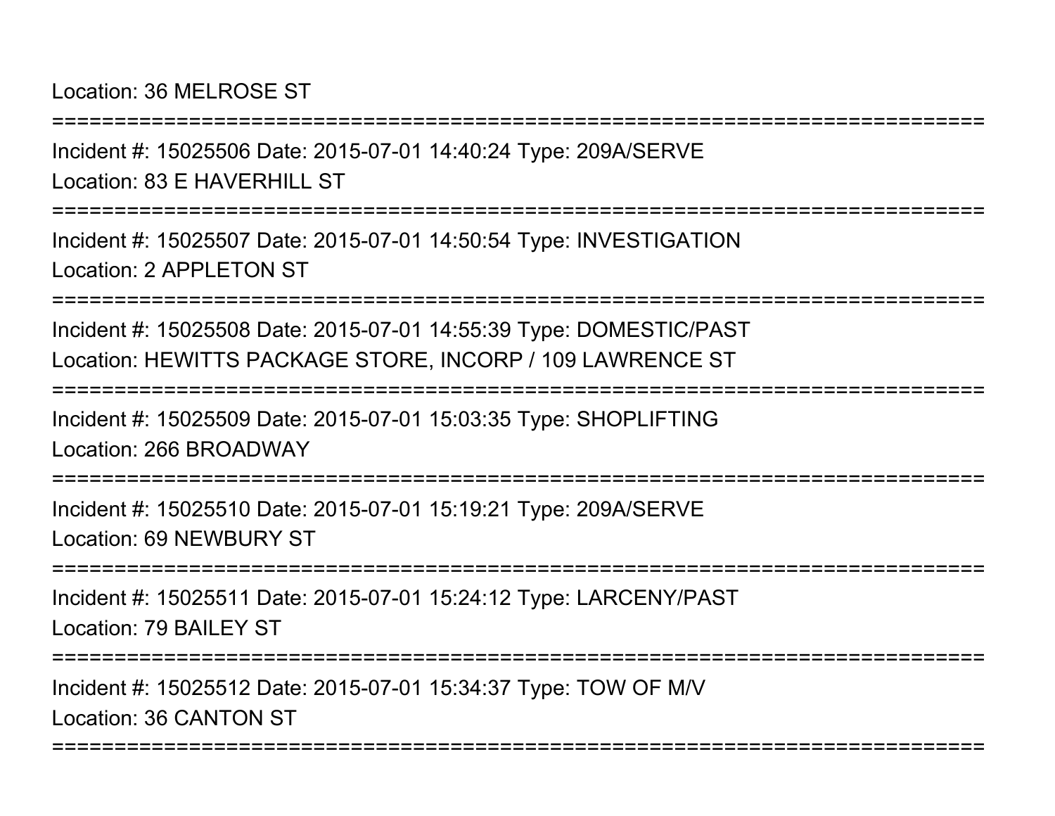Location: 36 MELROSE ST

===========================================================================

Incident #: 15025506 Date: 2015-07-01 14:40:24 Type: 209A/SERVE
Location: 83 E HAVERHILL ST

===========================================================================

Incident #: 15025507 Date: 2015-07-01 14:50:54 Type: INVESTIGATION
Location: 2 APPLETON ST

===========================================================================

Incident #: 15025508 Date: 2015-07-01 14:55:39 Type: DOMESTIC/PAST
Location: HEWITTS PACKAGE STORE, INCORP / 109 LAWRENCE ST

===========================================================================

Incident #: 15025509 Date: 2015-07-01 15:03:35 Type: SHOPLIFTING
Location: 266 BROADWAY

===========================================================================

Incident #: 15025510 Date: 2015-07-01 15:19:21 Type: 209A/SERVE
Location: 69 NEWBURY ST

===========================================================================

Incident #: 15025511 Date: 2015-07-01 15:24:12 Type: LARCENY/PAST
Location: 79 BAILEY ST

===========================================================================

Incident #: 15025512 Date: 2015-07-01 15:34:37 Type: TOW OF M/V
Location: 36 CANTON ST

===========================================================================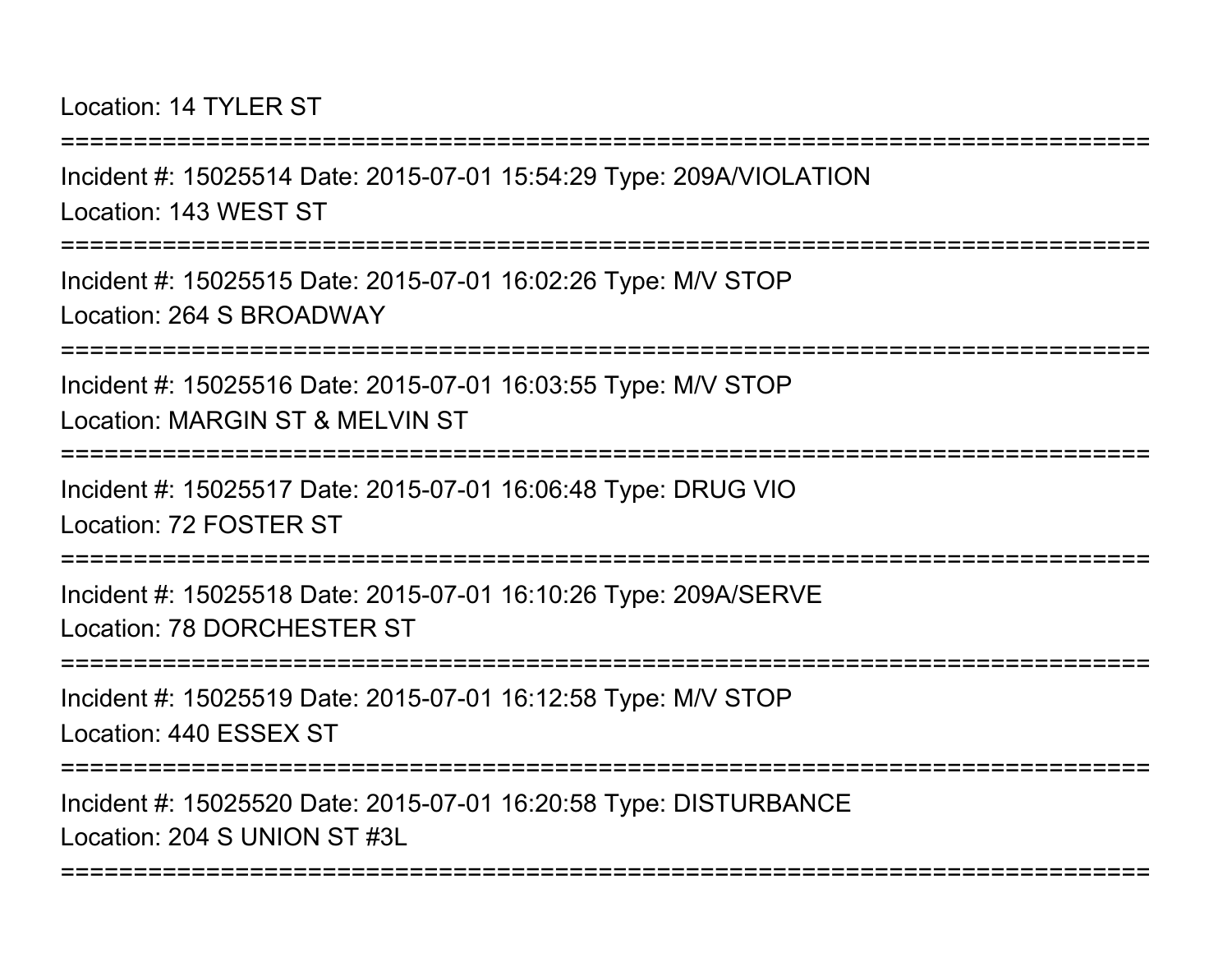Location: 14 TYLER ST

===========================================================================

Incident #: 15025514 Date: 2015-07-01 15:54:29 Type: 209A/VIOLATION

Location: 143 WEST ST

===========================================================================

Incident #: 15025515 Date: 2015-07-01 16:02:26 Type: M/V STOP

Location: 264 S BROADWAY

===========================================================================

Incident #: 15025516 Date: 2015-07-01 16:03:55 Type: M/V STOP

Location: MARGIN ST & MELVIN ST

===========================================================================

Incident #: 15025517 Date: 2015-07-01 16:06:48 Type: DRUG VIO

Location: 72 FOSTER ST

===========================================================================

Incident #: 15025518 Date: 2015-07-01 16:10:26 Type: 209A/SERVE

Location: 78 DORCHESTER ST

===========================================================================

Incident #: 15025519 Date: 2015-07-01 16:12:58 Type: M/V STOP

Location: 440 ESSEX ST

===========================================================================

Incident #: 15025520 Date: 2015-07-01 16:20:58 Type: DISTURBANCE

Location: 204 S UNION ST #3L

===========================================================================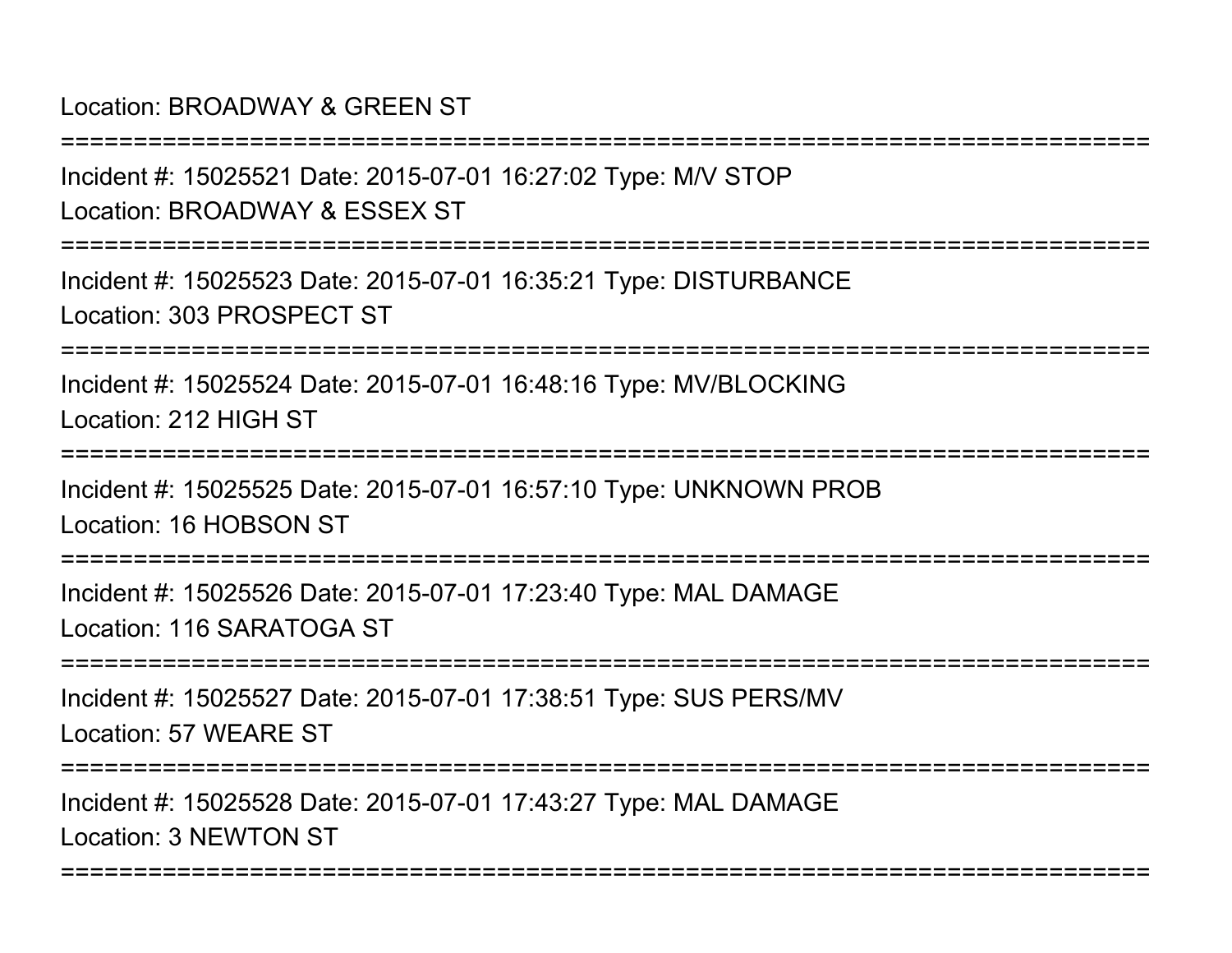Location: BROADWAY & GREEN ST

===========================================================================

Incident #: 15025521 Date: 2015-07-01 16:27:02 Type: M/V STOP

Location: BROADWAY & ESSEX ST

===========================================================================

Incident #: 15025523 Date: 2015-07-01 16:35:21 Type: DISTURBANCE

Location: 303 PROSPECT ST

===========================================================================

Incident #: 15025524 Date: 2015-07-01 16:48:16 Type: MV/BLOCKING

Location: 212 HIGH ST

===========================================================================

Incident #: 15025525 Date: 2015-07-01 16:57:10 Type: UNKNOWN PROB

Location: 16 HOBSON ST

===========================================================================

Incident #: 15025526 Date: 2015-07-01 17:23:40 Type: MAL DAMAGE

Location: 116 SARATOGA ST

===========================================================================

Incident #: 15025527 Date: 2015-07-01 17:38:51 Type: SUS PERS/MV

Location: 57 WEARE ST

===========================================================================

Incident #: 15025528 Date: 2015-07-01 17:43:27 Type: MAL DAMAGE

Location: 3 NEWTON ST

===========================================================================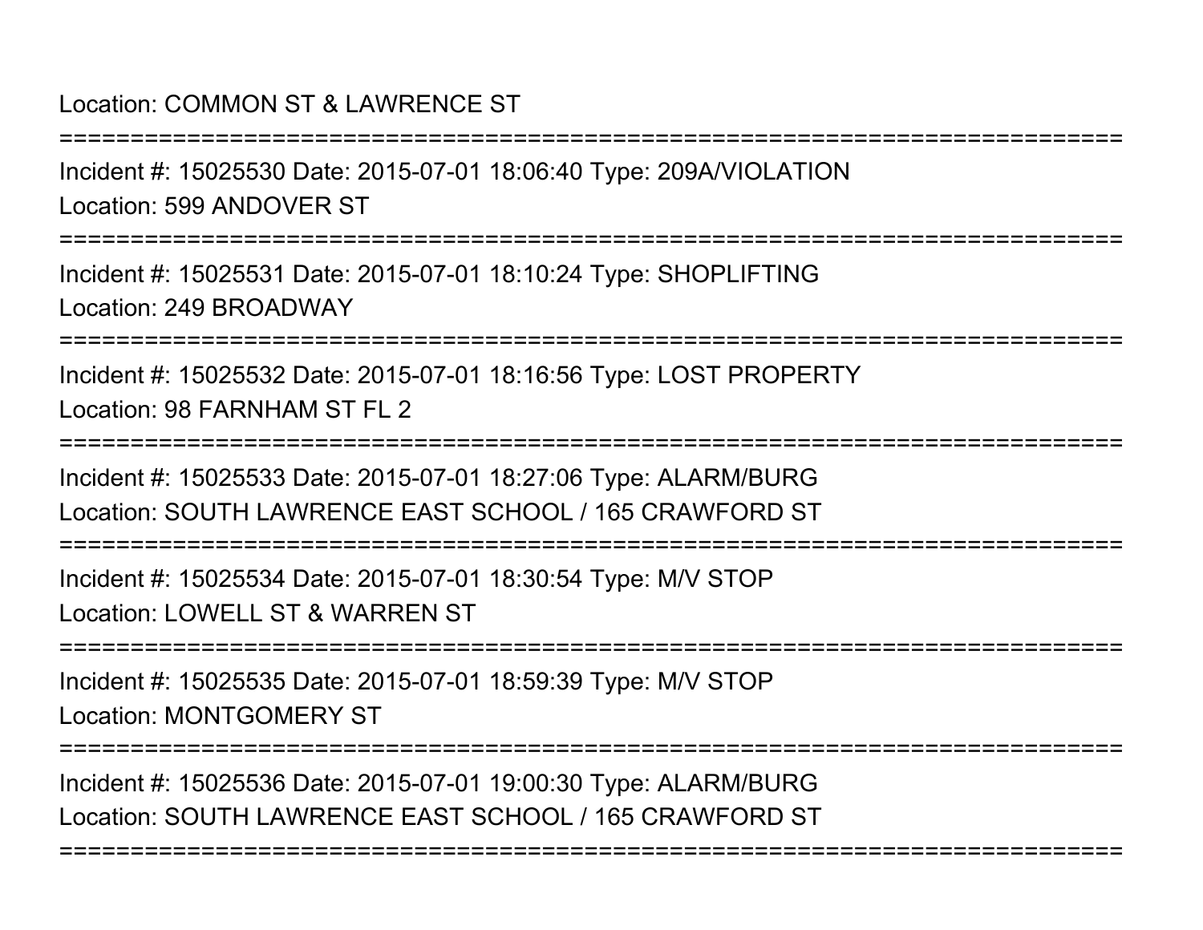Location: COMMON ST & LAWRENCE ST

===========================================================================

Incident #: 15025530 Date: 2015-07-01 18:06:40 Type: 209A/VIOLATION

Location: 599 ANDOVER ST

===========================================================================

Incident #: 15025531 Date: 2015-07-01 18:10:24 Type: SHOPLIFTING

Location: 249 BROADWAY

===========================================================================

Incident #: 15025532 Date: 2015-07-01 18:16:56 Type: LOST PROPERTY

Location: 98 FARNHAM ST FL 2

===========================================================================

Incident #: 15025533 Date: 2015-07-01 18:27:06 Type: ALARM/BURG

Location: SOUTH LAWRENCE EAST SCHOOL / 165 CRAWFORD ST

===========================================================================

Incident #: 15025534 Date: 2015-07-01 18:30:54 Type: M/V STOP

Location: LOWELL ST & WARREN ST

===========================================================================

Incident #: 15025535 Date: 2015-07-01 18:59:39 Type: M/V STOP

Location: MONTGOMERY ST

===========================================================================

Incident #: 15025536 Date: 2015-07-01 19:00:30 Type: ALARM/BURG

Location: SOUTH LAWRENCE EAST SCHOOL / 165 CRAWFORD ST

===========================================================================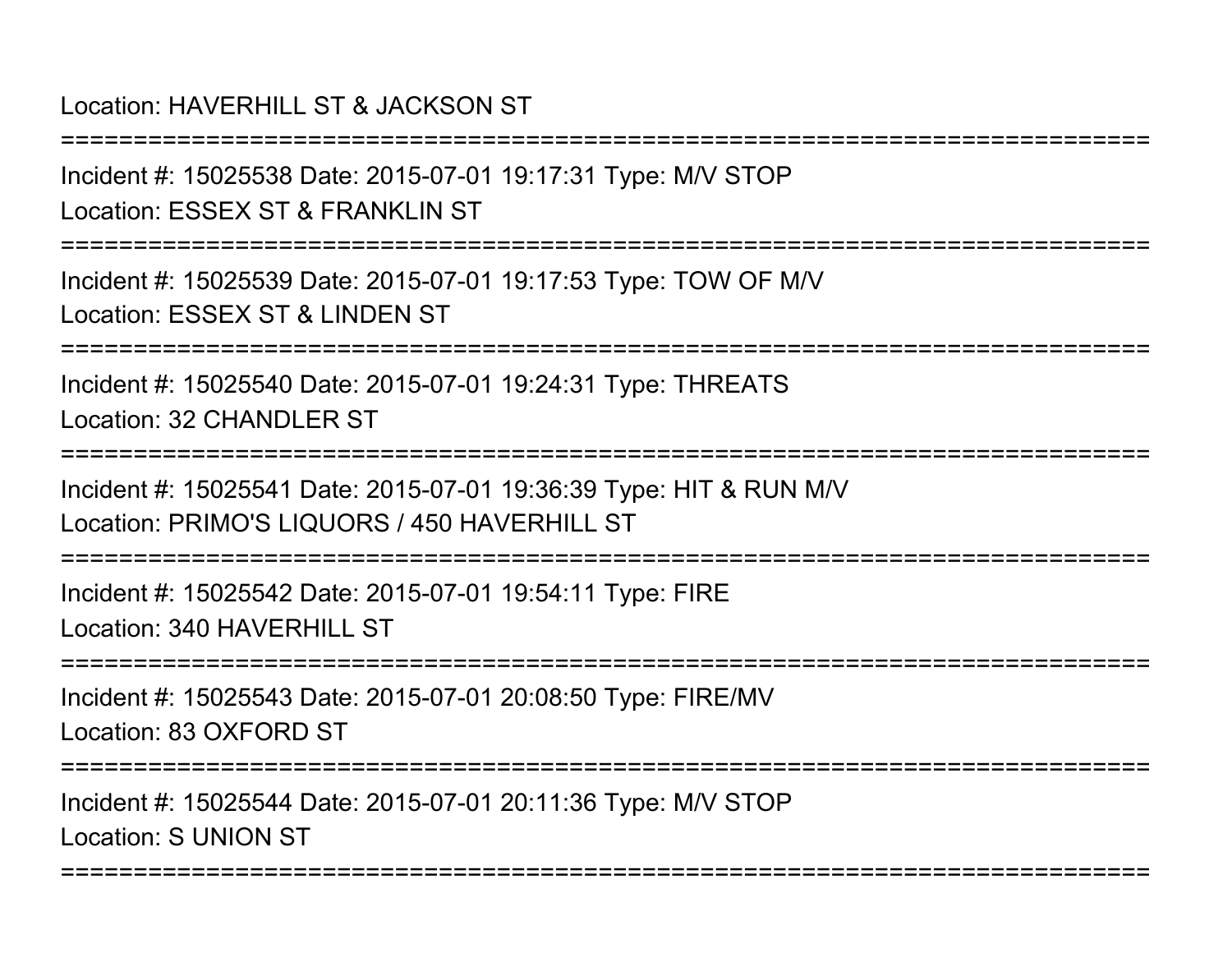Location: HAVERHILL ST & JACKSON ST

===========================================================================

Incident #: 15025538 Date: 2015-07-01 19:17:31 Type: M/V STOP

Location: ESSEX ST & FRANKLIN ST

===========================================================================

Incident #: 15025539 Date: 2015-07-01 19:17:53 Type: TOW OF M/V

Location: ESSEX ST & LINDEN ST

===========================================================================

Incident #: 15025540 Date: 2015-07-01 19:24:31 Type: THREATS

Location: 32 CHANDLER ST

===========================================================================

Incident #: 15025541 Date: 2015-07-01 19:36:39 Type: HIT & RUN M/V

Location: PRIMO'S LIQUORS / 450 HAVERHILL ST

===========================================================================

Incident #: 15025542 Date: 2015-07-01 19:54:11 Type: FIRE

Location: 340 HAVERHILL ST

===========================================================================

Incident #: 15025543 Date: 2015-07-01 20:08:50 Type: FIRE/MV

Location: 83 OXFORD ST

===========================================================================

Incident #: 15025544 Date: 2015-07-01 20:11:36 Type: M/V STOP

Location: S UNION ST

===========================================================================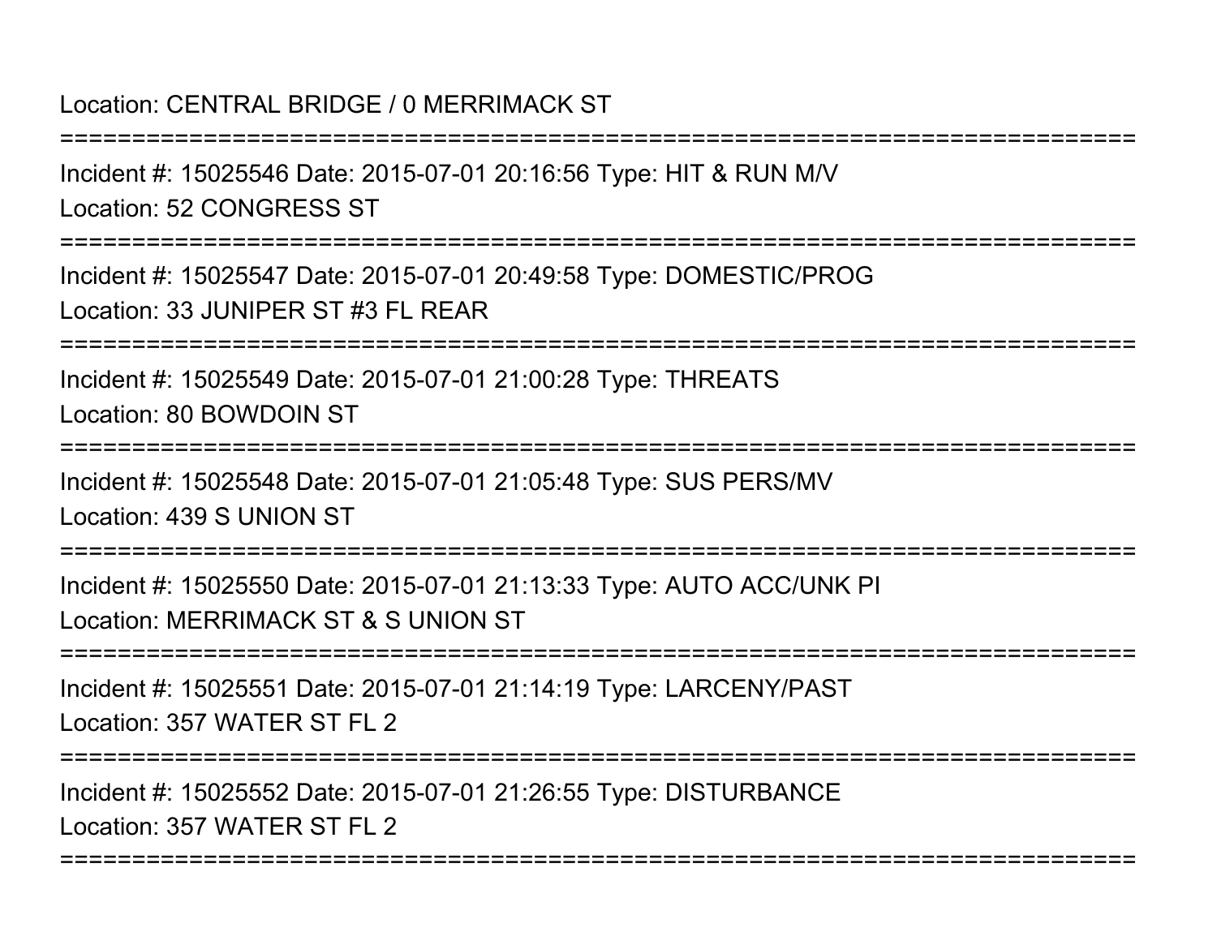Location: CENTRAL BRIDGE / 0 MERRIMACK ST

===========================================================================

Incident #: 15025546 Date: 2015-07-01 20:16:56 Type: HIT & RUN M/V

Location: 52 CONGRESS ST

===========================================================================

Incident #: 15025547 Date: 2015-07-01 20:49:58 Type: DOMESTIC/PROG

Location: 33 JUNIPER ST #3 FL REAR

===========================================================================

Incident #: 15025549 Date: 2015-07-01 21:00:28 Type: THREATS

Location: 80 BOWDOIN ST

===========================================================================

Incident #: 15025548 Date: 2015-07-01 21:05:48 Type: SUS PERS/MV

Location: 439 S UNION ST

===========================================================================

Incident #: 15025550 Date: 2015-07-01 21:13:33 Type: AUTO ACC/UNK PI

Location: MERRIMACK ST & S UNION ST

===========================================================================

Incident #: 15025551 Date: 2015-07-01 21:14:19 Type: LARCENY/PAST

Location: 357 WATER ST FL 2

===========================================================================

Incident #: 15025552 Date: 2015-07-01 21:26:55 Type: DISTURBANCE

Location: 357 WATER ST FL 2

===========================================================================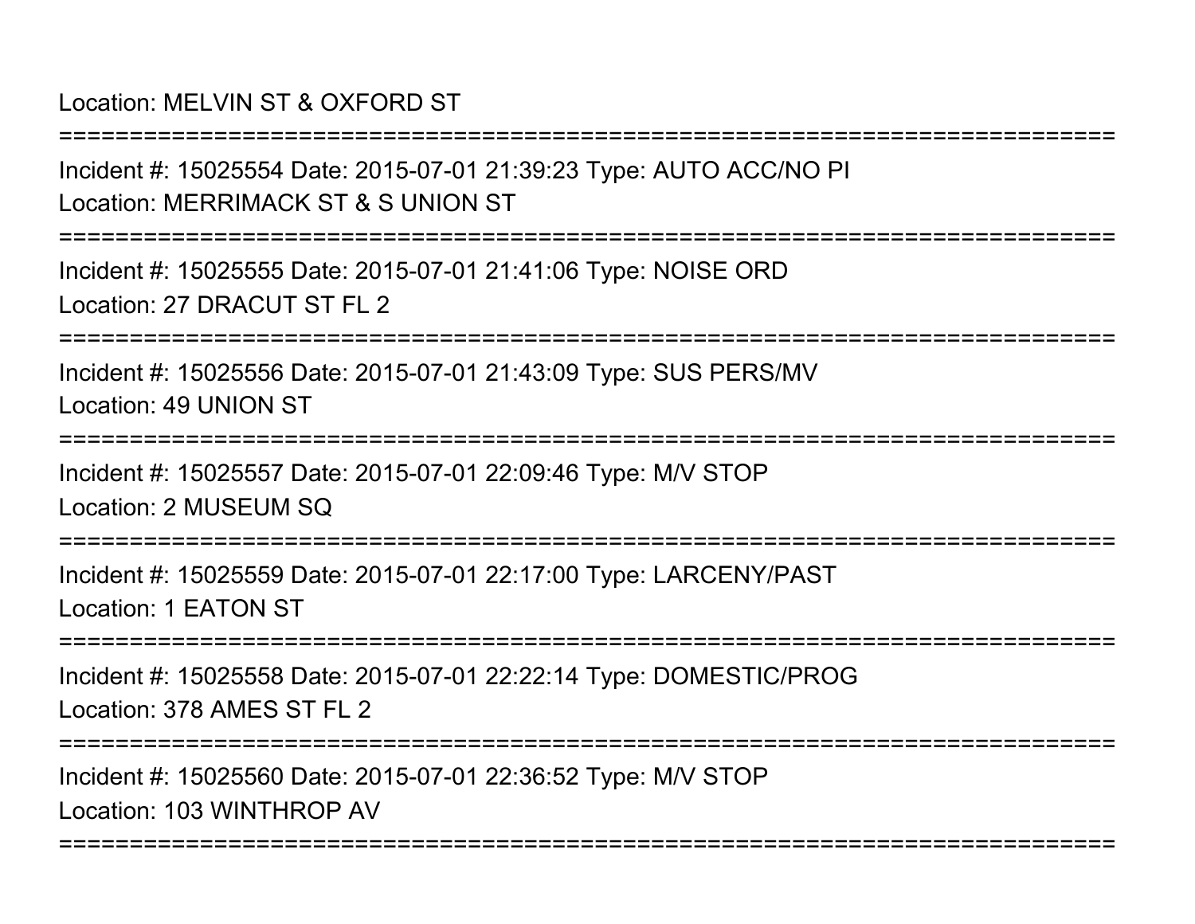Location: MELVIN ST & OXFORD ST

===========================================================================

Incident #: 15025554 Date: 2015-07-01 21:39:23 Type: AUTO ACC/NO PI
Location: MERRIMACK ST & S UNION ST

===========================================================================

Incident #: 15025555 Date: 2015-07-01 21:41:06 Type: NOISE ORD
Location: 27 DRACUT ST FL 2

===========================================================================

Incident #: 15025556 Date: 2015-07-01 21:43:09 Type: SUS PERS/MV
Location: 49 UNION ST

===========================================================================

Incident #: 15025557 Date: 2015-07-01 22:09:46 Type: M/V STOP
Location: 2 MUSEUM SQ

===========================================================================

Incident #: 15025559 Date: 2015-07-01 22:17:00 Type: LARCENY/PAST
Location: 1 EATON ST

===========================================================================

Incident #: 15025558 Date: 2015-07-01 22:22:14 Type: DOMESTIC/PROG
Location: 378 AMES ST FL 2

===========================================================================

Incident #: 15025560 Date: 2015-07-01 22:36:52 Type: M/V STOP
Location: 103 WINTHROP AV

===========================================================================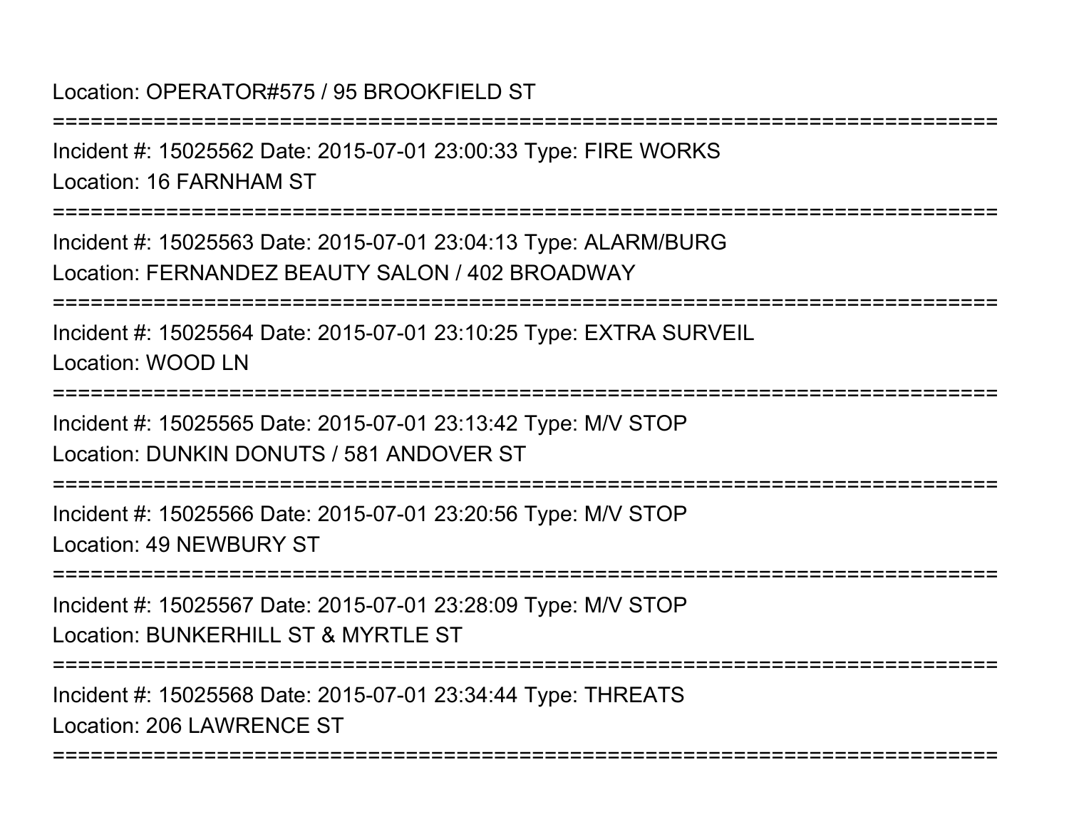Location: OPERATOR#575 / 95 BROOKFIELD ST

===========================================================================

Incident #: 15025562 Date: 2015-07-01 23:00:33 Type: FIRE WORKS

Location: 16 FARNHAM ST

===========================================================================

Incident #: 15025563 Date: 2015-07-01 23:04:13 Type: ALARM/BURG

Location: FERNANDEZ BEAUTY SALON / 402 BROADWAY

===========================================================================

Incident #: 15025564 Date: 2015-07-01 23:10:25 Type: EXTRA SURVEIL

Location: WOOD LN

===========================================================================

Incident #: 15025565 Date: 2015-07-01 23:13:42 Type: M/V STOP

Location: DUNKIN DONUTS / 581 ANDOVER ST

===========================================================================

Incident #: 15025566 Date: 2015-07-01 23:20:56 Type: M/V STOP

Location: 49 NEWBURY ST

===========================================================================

Incident #: 15025567 Date: 2015-07-01 23:28:09 Type: M/V STOP

Location: BUNKERHILL ST & MYRTLE ST

===========================================================================

Incident #: 15025568 Date: 2015-07-01 23:34:44 Type: THREATS

Location: 206 LAWRENCE ST

===========================================================================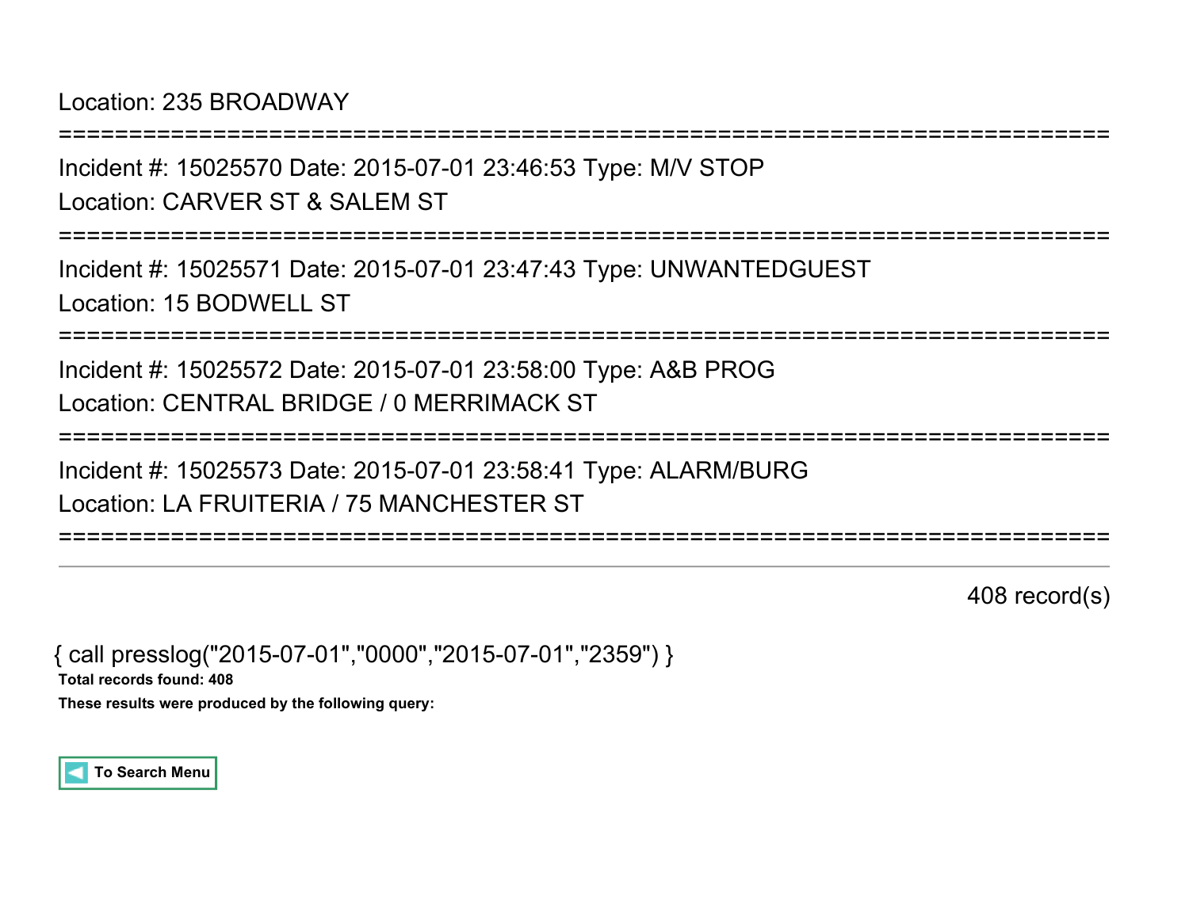Location: 235 BROADWAY

===========================================================================

Incident #: 15025570 Date: 2015-07-01 23:46:53 Type: M/V STOP

Location: CARVER ST & SALEM ST

===========================================================================

Incident #: 15025571 Date: 2015-07-01 23:47:43 Type: UNWANTEDGUEST

Location: 15 BODWELL ST

===========================================================================

Incident #: 15025572 Date: 2015-07-01 23:58:00 Type: A&B PROG

Location: CENTRAL BRIDGE / 0 MERRIMACK ST

===========================================================================

Incident #: 15025573 Date: 2015-07-01 23:58:41 Type: ALARM/BURG

Location: LA FRUITERIA / 75 MANCHESTER ST

===========================================================================

---

408 record(s)

{ call presslog("2015-07-01","0000","2015-07-01","2359") }

**Total records found: 408**

**These results were produced by the following query:**

**To Search Menu**